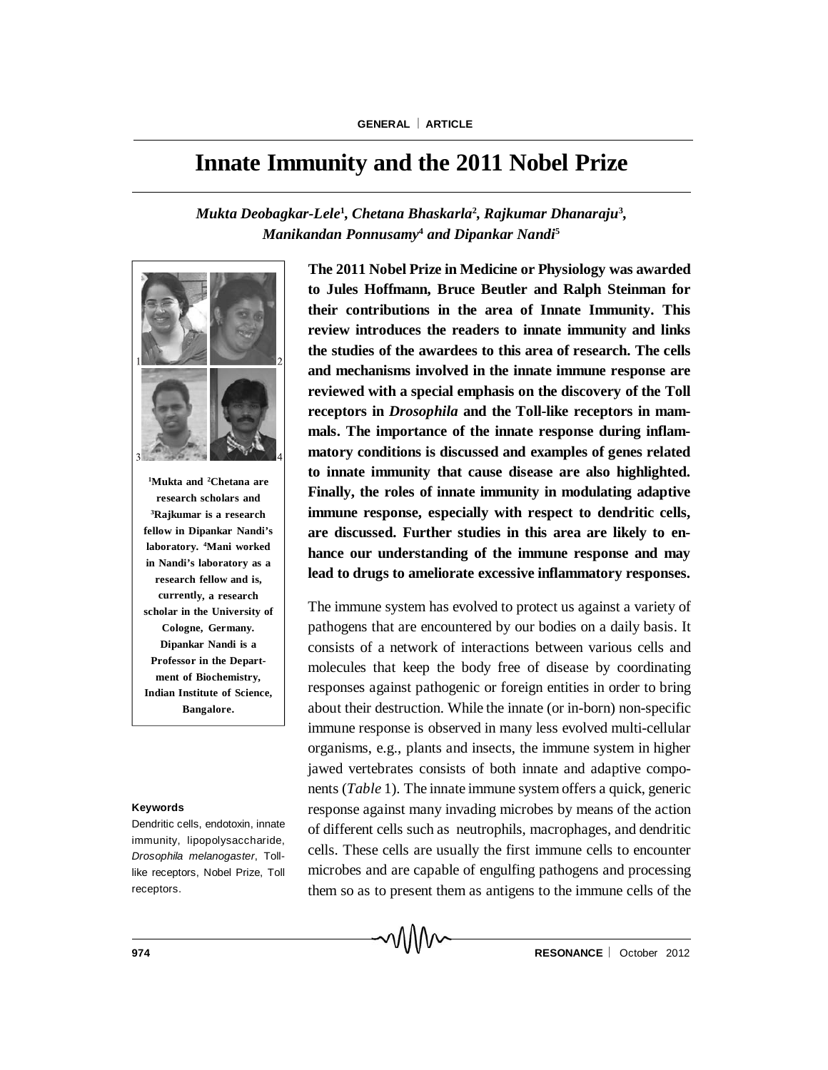# Innate Immunity and the 2011 Nobel Prize

*Mukta Deobagkar-Lele[1], Chetana Bhaskarla[2], Rajkumar Dhanaraju[3], Manikandan Ponnusamy[4] and Dipankar Nandi[5]*

**The 2011 Nobel Prize in Medicine or Physiology was awarded to Jules Hoffmann, Bruce Beutler and Ralph Steinman for their contributions in the area of Innate Immunity. This review introduces the readers to innate immunity and links the studies of the awardees to this area of research. The cells and mechanisms involved in the innate immune response are reviewed with a special emphasis on the discovery of the Toll receptors in *Drosophila* and the Toll-like receptors in mammals. The importance of the innate response during inflammatory conditions is discussed and examples of genes related to innate immunity that cause disease are also highlighted. Finally, the roles of innate immunity in modulating adaptive immune response, especially with respect to dendritic cells, are discussed. Further studies in this area are likely to enhance our understanding of the immune response and may lead to drugs to ameliorate excessive inflammatory responses.**

[1]Mukta and [2]Chetana are research scholars and [3]Rajkumar is a research fellow in Dipankar Nandi's laboratory. [4]Mani worked in Nandi's laboratory as a research fellow and is, currently, a research scholar in the University of Cologne, Germany. Dipankar Nandi is a Professor in the Department of Biochemistry, Indian Institute of Science, Bangalore.

**Keywords**

Dendritic cells, endotoxin, innate immunity, lipopolysaccharide, *Drosophila melanogaster*, Toll-like receptors, Nobel Prize, Toll receptors.

The immune system has evolved to protect us against a variety of pathogens that are encountered by our bodies on a daily basis. It consists of a network of interactions between various cells and molecules that keep the body free of disease by coordinating responses against pathogenic or foreign entities in order to bring about their destruction. While the innate (or in-born) non-specific immune response is observed in many less evolved multi-cellular organisms, e.g., plants and insects, the immune system in higher jawed vertebrates consists of both innate and adaptive components (*Table* 1). The innate immune system offers a quick, generic response against many invading microbes by means of the action of different cells such as neutrophils, macrophages, and dendritic cells. These cells are usually the first immune cells to encounter microbes and are capable of engulfing pathogens and processing them so as to present them as antigens to the immune cells of the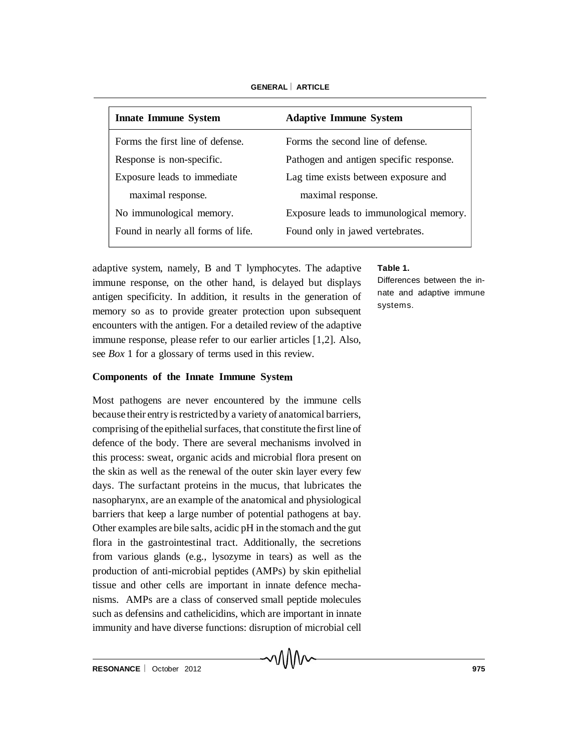| Innate Immune System | Adaptive Immune System |
| --- | --- |
| Forms the first line of defense. | Forms the second line of defense. |
| Response is non-specific. | Pathogen and antigen specific response. |
| Exposure leads to immediate maximal response. | Lag time exists between exposure and maximal response. |
| No immunological memory. | Exposure leads to immunological memory. |
| Found in nearly all forms of life. | Found only in jawed vertebrates. |

**Table 1.** Differences between the innate and adaptive immune systems.

adaptive system, namely, B and T lymphocytes. The adaptive immune response, on the other hand, is delayed but displays antigen specificity. In addition, it results in the generation of memory so as to provide greater protection upon subsequent encounters with the antigen. For a detailed review of the adaptive immune response, please refer to our earlier articles [1,2]. Also, see *Box* 1 for a glossary of terms used in this review.

## Components of the Innate Immune System

Most pathogens are never encountered by the immune cells because their entry is restricted by a variety of anatomical barriers, comprising of the epithelial surfaces, that constitute the first line of defence of the body. There are several mechanisms involved in this process: sweat, organic acids and microbial flora present on the skin as well as the renewal of the outer skin layer every few days. The surfactant proteins in the mucus, that lubricates the nasopharynx, are an example of the anatomical and physiological barriers that keep a large number of potential pathogens at bay. Other examples are bile salts, acidic pH in the stomach and the gut flora in the gastrointestinal tract. Additionally, the secretions from various glands (e.g., lysozyme in tears) as well as the production of anti-microbial peptides (AMPs) by skin epithelial tissue and other cells are important in innate defence mechanisms. AMPs are a class of conserved small peptide molecules such as defensins and cathelicidins, which are important in innate immunity and have diverse functions: disruption of microbial cell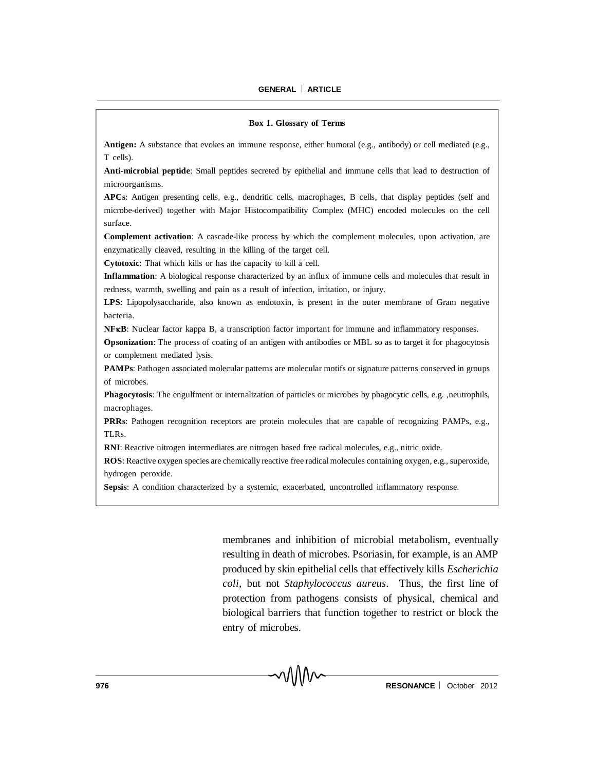**Box 1. Glossary of Terms**

**Antigen:** A substance that evokes an immune response, either humoral (e.g., antibody) or cell mediated (e.g., T cells).

**Anti-microbial peptide**: Small peptides secreted by epithelial and immune cells that lead to destruction of microorganisms.

**APCs**: Antigen presenting cells, e.g., dendritic cells, macrophages, B cells, that display peptides (self and microbe-derived) together with Major Histocompatibility Complex (MHC) encoded molecules on the cell surface.

**Complement activation**: A cascade-like process by which the complement molecules, upon activation, are enzymatically cleaved, resulting in the killing of the target cell.

**Cytotoxic**: That which kills or has the capacity to kill a cell.

**Inflammation**: A biological response characterized by an influx of immune cells and molecules that result in redness, warmth, swelling and pain as a result of infection, irritation, or injury.

**LPS**: Lipopolysaccharide, also known as endotoxin, is present in the outer membrane of Gram negative bacteria.

**NFκB**: Nuclear factor kappa B, a transcription factor important for immune and inflammatory responses.

**Opsonization**: The process of coating of an antigen with antibodies or MBL so as to target it for phagocytosis or complement mediated lysis.

**PAMPs**: Pathogen associated molecular patterns are molecular motifs or signature patterns conserved in groups of microbes.

**Phagocytosis**: The engulfment or internalization of particles or microbes by phagocytic cells, e.g. ,neutrophils, macrophages.

**PRRs**: Pathogen recognition receptors are protein molecules that are capable of recognizing PAMPs, e.g., TLRs.

**RNI**: Reactive nitrogen intermediates are nitrogen based free radical molecules, e.g., nitric oxide.

**ROS**: Reactive oxygen species are chemically reactive free radical molecules containing oxygen, e.g., superoxide, hydrogen peroxide.

**Sepsis**: A condition characterized by a systemic, exacerbated, uncontrolled inflammatory response.

membranes and inhibition of microbial metabolism, eventually resulting in death of microbes. Psoriasin, for example, is an AMP produced by skin epithelial cells that effectively kills *Escherichia coli*, but not *Staphylococcus aureus*. Thus, the first line of protection from pathogens consists of physical, chemical and biological barriers that function together to restrict or block the entry of microbes.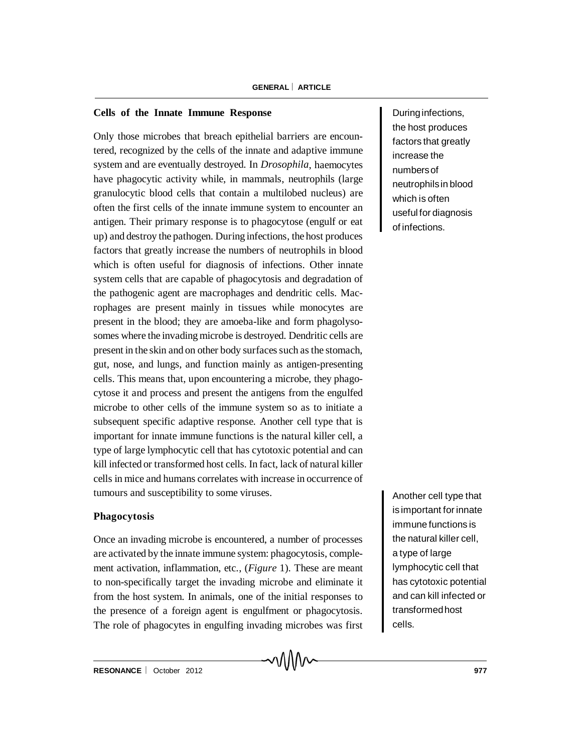## Cells of the Innate Immune Response

Only those microbes that breach epithelial barriers are encountered, recognized by the cells of the innate and adaptive immune system and are eventually destroyed. In *Drosophila*, haemocytes have phagocytic activity while, in mammals, neutrophils (large granulocytic blood cells that contain a multilobed nucleus) are often the first cells of the innate immune system to encounter an antigen. Their primary response is to phagocytose (engulf or eat up) and destroy the pathogen. During infections, the host produces factors that greatly increase the numbers of neutrophils in blood which is often useful for diagnosis of infections. Other innate system cells that are capable of phagocytosis and degradation of the pathogenic agent are macrophages and dendritic cells. Macrophages are present mainly in tissues while monocytes are present in the blood; they are amoeba-like and form phagolysosomes where the invading microbe is destroyed. Dendritic cells are present in the skin and on other body surfaces such as the stomach, gut, nose, and lungs, and function mainly as antigen-presenting cells. This means that, upon encountering a microbe, they phagocytose it and process and present the antigens from the engulfed microbe to other cells of the immune system so as to initiate a subsequent specific adaptive response. Another cell type that is important for innate immune functions is the natural killer cell, a type of large lymphocytic cell that has cytotoxic potential and can kill infected or transformed host cells. In fact, lack of natural killer cells in mice and humans correlates with increase in occurrence of tumours and susceptibility to some viruses.

> During infections, the host produces factors that greatly increase the numbers of neutrophils in blood which is often useful for diagnosis of infections.

> Another cell type that is important for innate immune functions is the natural killer cell, a type of large lymphocytic cell that has cytotoxic potential and can kill infected or transformed host cells.

## Phagocytosis

Once an invading microbe is encountered, a number of processes are activated by the innate immune system: phagocytosis, complement activation, inflammation, etc., (*Figure* 1). These are meant to non-specifically target the invading microbe and eliminate it from the host system. In animals, one of the initial responses to the presence of a foreign agent is engulfment or phagocytosis. The role of phagocytes in engulfing invading microbes was first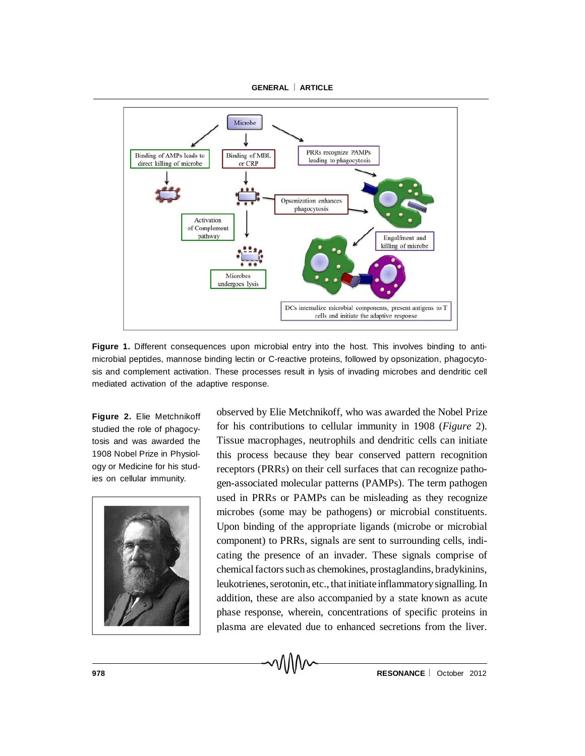Figure 1. Different consequences upon microbial entry into the host. This involves binding to anti-microbial peptides, mannose binding lectin or C-reactive proteins, followed by opsonization, phagocytosis and complement activation. These processes result in lysis of invading microbes and dendritic cell mediated activation of the adaptive response.

Figure 2. Elie Metchnikoff studied the role of phagocytosis and was awarded the 1908 Nobel Prize in Physiology or Medicine for his studies on cellular immunity.

observed by Elie Metchnikoff, who was awarded the Nobel Prize for his contributions to cellular immunity in 1908 (*Figure* 2). Tissue macrophages, neutrophils and dendritic cells can initiate this process because they bear conserved pattern recognition receptors (PRRs) on their cell surfaces that can recognize pathogen-associated molecular patterns (PAMPs). The term pathogen used in PRRs or PAMPs can be misleading as they recognize microbes (some may be pathogens) or microbial constituents. Upon binding of the appropriate ligands (microbe or microbial component) to PRRs, signals are sent to surrounding cells, indicating the presence of an invader. These signals comprise of chemical factors such as chemokines, prostaglandins, bradykinins, leukotrienes, serotonin, etc., that initiate inflammatory signalling. In addition, these are also accompanied by a state known as acute phase response, wherein, concentrations of specific proteins in plasma are elevated due to enhanced secretions from the liver.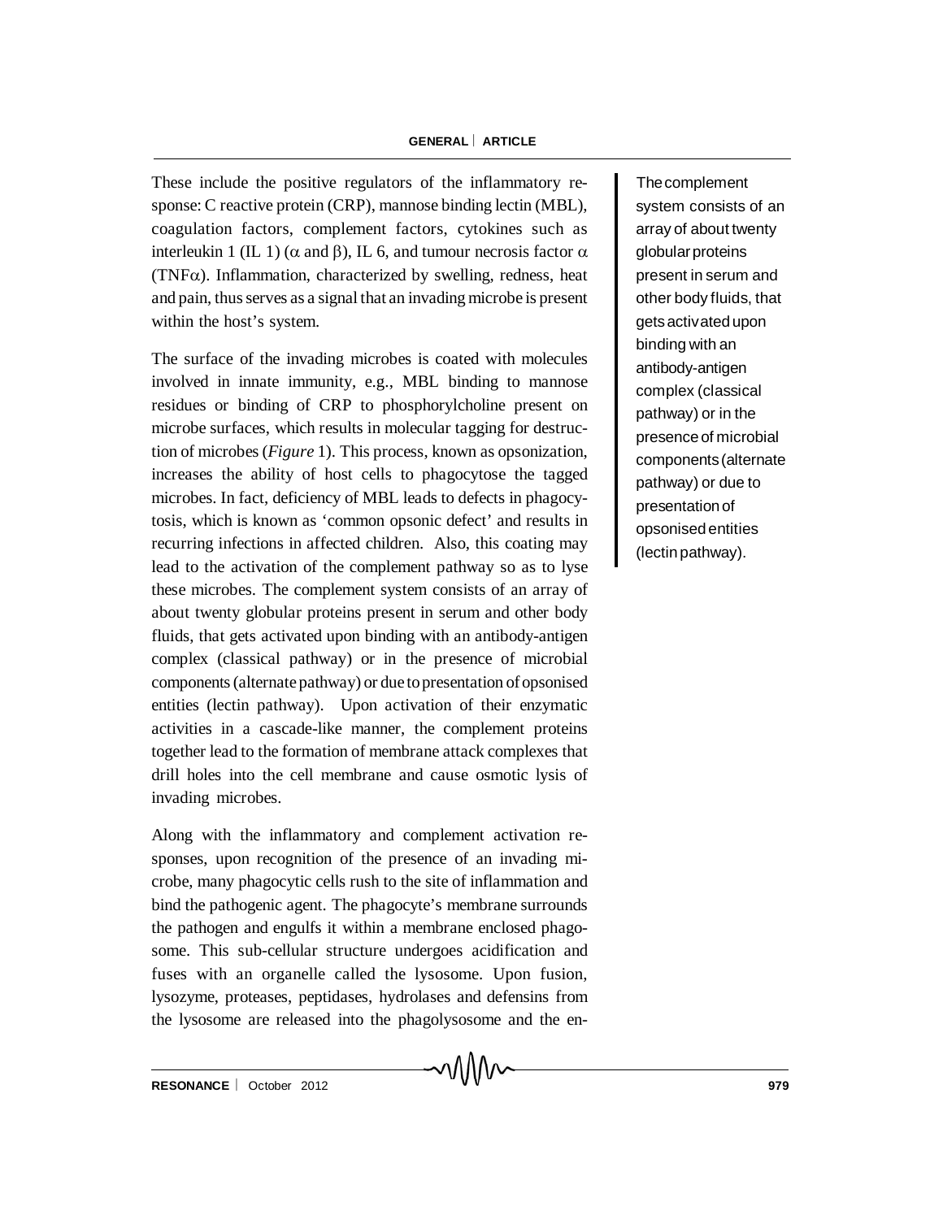These include the positive regulators of the inflammatory response: C reactive protein (CRP), mannose binding lectin (MBL), coagulation factors, complement factors, cytokines such as interleukin 1 (IL 1) ($\alpha$ and $\beta$), IL 6, and tumour necrosis factor $\alpha$ (TNF$\alpha$). Inflammation, characterized by swelling, redness, heat and pain, thus serves as a signal that an invading microbe is present within the host's system.

The surface of the invading microbes is coated with molecules involved in innate immunity, e.g., MBL binding to mannose residues or binding of CRP to phosphorylcholine present on microbe surfaces, which results in molecular tagging for destruction of microbes (*Figure* 1). This process, known as opsonization, increases the ability of host cells to phagocytose the tagged microbes. In fact, deficiency of MBL leads to defects in phagocytosis, which is known as 'common opsonic defect' and results in recurring infections in affected children. Also, this coating may lead to the activation of the complement pathway so as to lyse these microbes. The complement system consists of an array of about twenty globular proteins present in serum and other body fluids, that gets activated upon binding with an antibody-antigen complex (classical pathway) or in the presence of microbial components (alternate pathway) or due to presentation of opsonised entities (lectin pathway). Upon activation of their enzymatic activities in a cascade-like manner, the complement proteins together lead to the formation of membrane attack complexes that drill holes into the cell membrane and cause osmotic lysis of invading microbes.

> The complement system consists of an array of about twenty globular proteins present in serum and other body fluids, that gets activated upon binding with an antibody-antigen complex (classical pathway) or in the presence of microbial components (alternate pathway) or due to presentation of opsonised entities (lectin pathway).

Along with the inflammatory and complement activation responses, upon recognition of the presence of an invading microbe, many phagocytic cells rush to the site of inflammation and bind the pathogenic agent. The phagocyte's membrane surrounds the pathogen and engulfs it within a membrane enclosed phagosome. This sub-cellular structure undergoes acidification and fuses with an organelle called the lysosome. Upon fusion, lysozyme, proteases, peptidases, hydrolases and defensins from the lysosome are released into the phagolysosome and the en-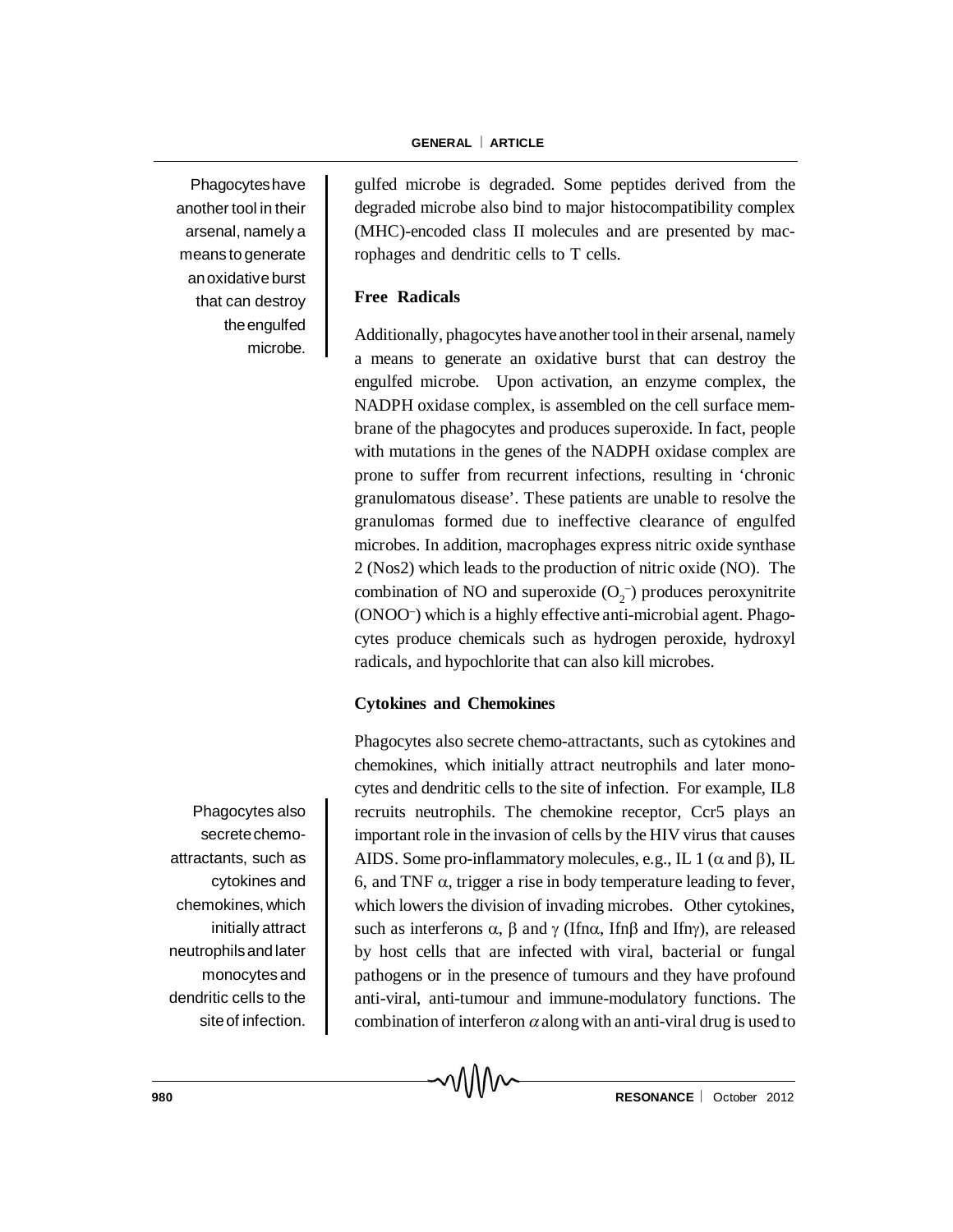gulfed microbe is degraded. Some peptides derived from the degraded microbe also bind to major histocompatibility complex (MHC)-encoded class II molecules and are presented by macrophages and dendritic cells to T cells.

Phagocytes have another tool in their arsenal, namely a means to generate an oxidative burst that can destroy the engulfed microbe.

### Free Radicals

Additionally, phagocytes have another tool in their arsenal, namely a means to generate an oxidative burst that can destroy the engulfed microbe. Upon activation, an enzyme complex, the NADPH oxidase complex, is assembled on the cell surface membrane of the phagocytes and produces superoxide. In fact, people with mutations in the genes of the NADPH oxidase complex are prone to suffer from recurrent infections, resulting in 'chronic granulomatous disease'. These patients are unable to resolve the granulomas formed due to ineffective clearance of engulfed microbes. In addition, macrophages express nitric oxide synthase 2 (Nos2) which leads to the production of nitric oxide (NO). The combination of NO and superoxide ($O_2^-$) produces peroxynitrite ($ONOO^-$) which is a highly effective anti-microbial agent. Phagocytes produce chemicals such as hydrogen peroxide, hydroxyl radicals, and hypochlorite that can also kill microbes.

### Cytokines and Chemokines

Phagocytes also secrete chemo-attractants, such as cytokines and chemokines, which initially attract neutrophils and later monocytes and dendritic cells to the site of infection. For example, IL8 recruits neutrophils. The chemokine receptor, Ccr5 plays an important role in the invasion of cells by the HIV virus that causes AIDS. Some pro-inflammatory molecules, e.g., IL 1 ($\alpha$ and $\beta$), IL 6, and TNF $\alpha$, trigger a rise in body temperature leading to fever, which lowers the division of invading microbes. Other cytokines, such as interferons $\alpha$, $\beta$ and $\gamma$ (Ifn$\alpha$, Ifn$\beta$ and Ifn$\gamma$), are released by host cells that are infected with viral, bacterial or fungal pathogens or in the presence of tumours and they have profound anti-viral, anti-tumour and immune-modulatory functions. The combination of interferon $\alpha$ along with an anti-viral drug is used to

Phagocytes also secrete chemo-attractants, such as cytokines and chemokines, which initially attract neutrophils and later monocytes and dendritic cells to the site of infection.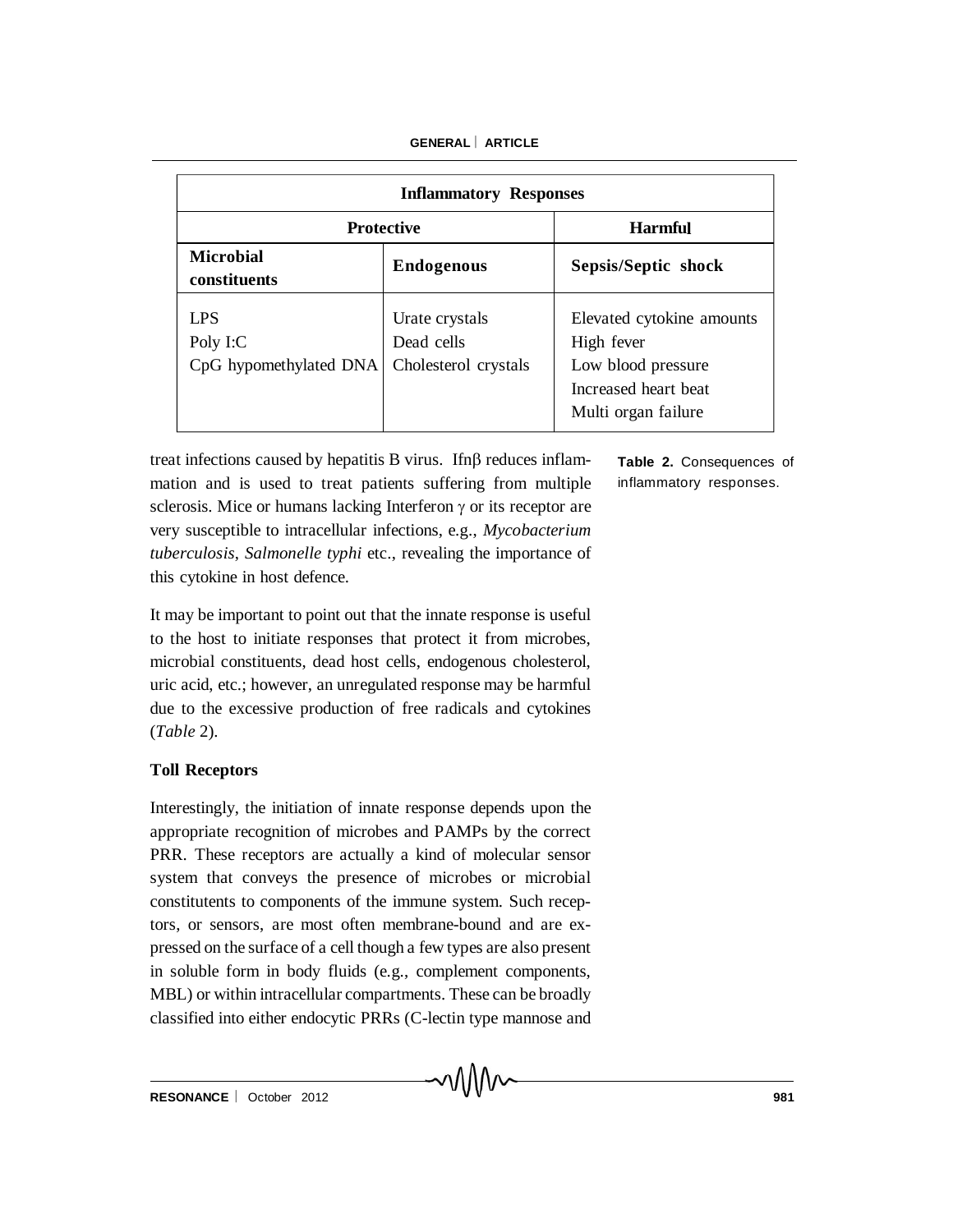| Inflammatory Responses | | |
|---|---|---|
| **Protective** | | **Harmful** |
| **Microbial constituents** | **Endogenous** | **Sepsis/Septic shock** |
| LPS<br>Poly I:C<br>CpG hypomethylated DNA | Urate crystals<br>Dead cells<br>Cholesterol crystals | Elevated cytokine amounts<br>High fever<br>Low blood pressure<br>Increased heart beat<br>Multi organ failure |

**Table 2.** Consequences of inflammatory responses.

treat infections caused by hepatitis B virus. Ifn$\beta$ reduces inflammation and is used to treat patients suffering from multiple sclerosis. Mice or humans lacking Interferon $\gamma$ or its receptor are very susceptible to intracellular infections, e.g., *Mycobacterium tuberculosis*, *Salmonelle typhi* etc., revealing the importance of this cytokine in host defence.

It may be important to point out that the innate response is useful to the host to initiate responses that protect it from microbes, microbial constituents, dead host cells, endogenous cholesterol, uric acid, etc.; however, an unregulated response may be harmful due to the excessive production of free radicals and cytokines (*Table* 2).

### Toll Receptors

Interestingly, the initiation of innate response depends upon the appropriate recognition of microbes and PAMPs by the correct PRR. These receptors are actually a kind of molecular sensor system that conveys the presence of microbes or microbial constitutents to components of the immune system. Such receptors, or sensors, are most often membrane-bound and are expressed on the surface of a cell though a few types are also present in soluble form in body fluids (e.g., complement components, MBL) or within intracellular compartments. These can be broadly classified into either endocytic PRRs (C-lectin type mannose and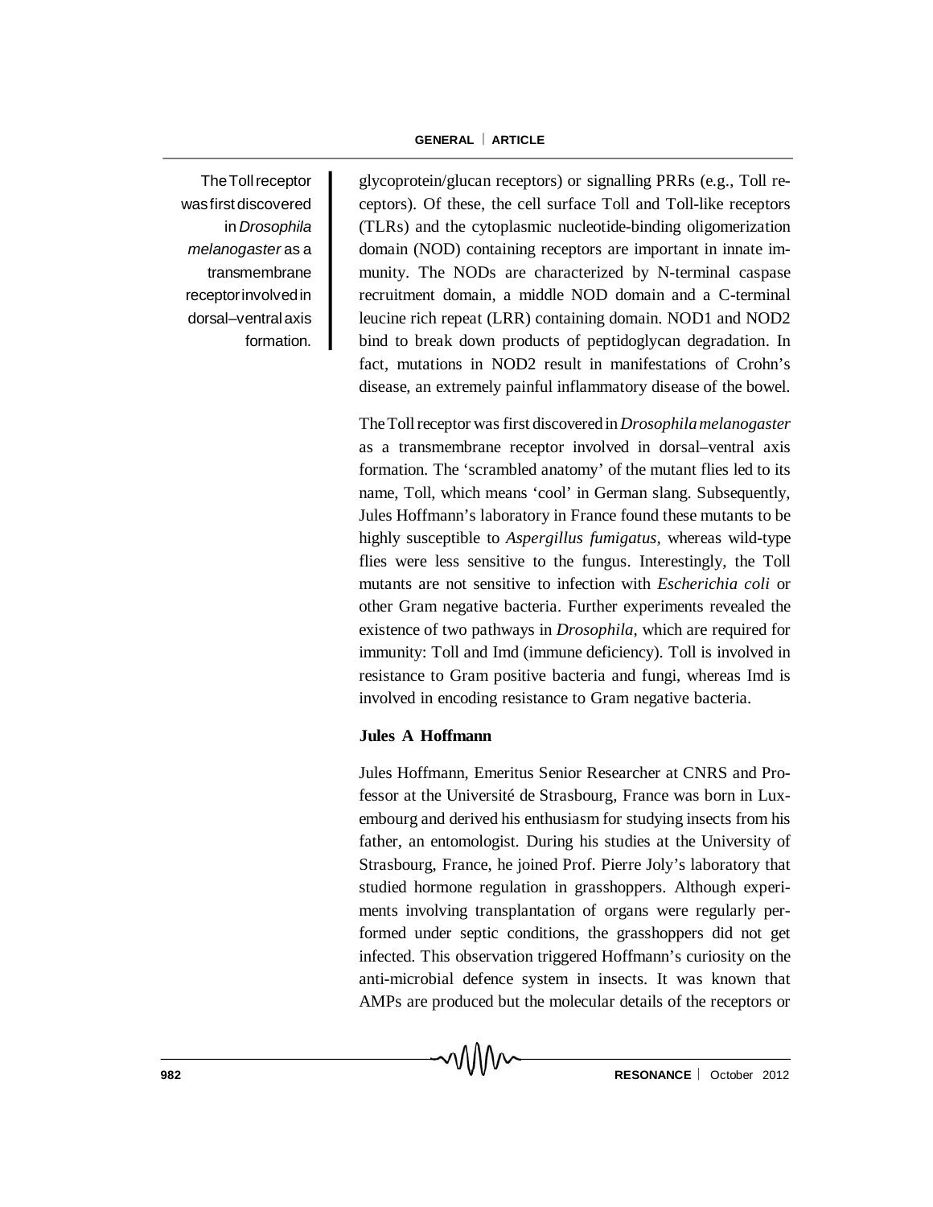The Toll receptor was first discovered in *Drosophila melanogaster* as a transmembrane receptor involved in dorsal–ventral axis formation.

glycoprotein/glucan receptors) or signalling PRRs (e.g., Toll receptors). Of these, the cell surface Toll and Toll-like receptors (TLRs) and the cytoplasmic nucleotide-binding oligomerization domain (NOD) containing receptors are important in innate immunity. The NODs are characterized by N-terminal caspase recruitment domain, a middle NOD domain and a C-terminal leucine rich repeat (LRR) containing domain. NOD1 and NOD2 bind to break down products of peptidoglycan degradation. In fact, mutations in NOD2 result in manifestations of Crohn's disease, an extremely painful inflammatory disease of the bowel.

The Toll receptor was first discovered in *Drosophila melanogaster* as a transmembrane receptor involved in dorsal–ventral axis formation. The 'scrambled anatomy' of the mutant flies led to its name, Toll, which means 'cool' in German slang. Subsequently, Jules Hoffmann's laboratory in France found these mutants to be highly susceptible to *Aspergillus fumigatus,* whereas wild-type flies were less sensitive to the fungus. Interestingly, the Toll mutants are not sensitive to infection with *Escherichia coli* or other Gram negative bacteria. Further experiments revealed the existence of two pathways in *Drosophila*, which are required for immunity: Toll and Imd (immune deficiency). Toll is involved in resistance to Gram positive bacteria and fungi, whereas Imd is involved in encoding resistance to Gram negative bacteria.

**Jules A Hoffmann**

Jules Hoffmann, Emeritus Senior Researcher at CNRS and Professor at the Université de Strasbourg, France was born in Luxembourg and derived his enthusiasm for studying insects from his father, an entomologist. During his studies at the University of Strasbourg, France, he joined Prof. Pierre Joly's laboratory that studied hormone regulation in grasshoppers. Although experiments involving transplantation of organs were regularly performed under septic conditions, the grasshoppers did not get infected. This observation triggered Hoffmann's curiosity on the anti-microbial defence system in insects. It was known that AMPs are produced but the molecular details of the receptors or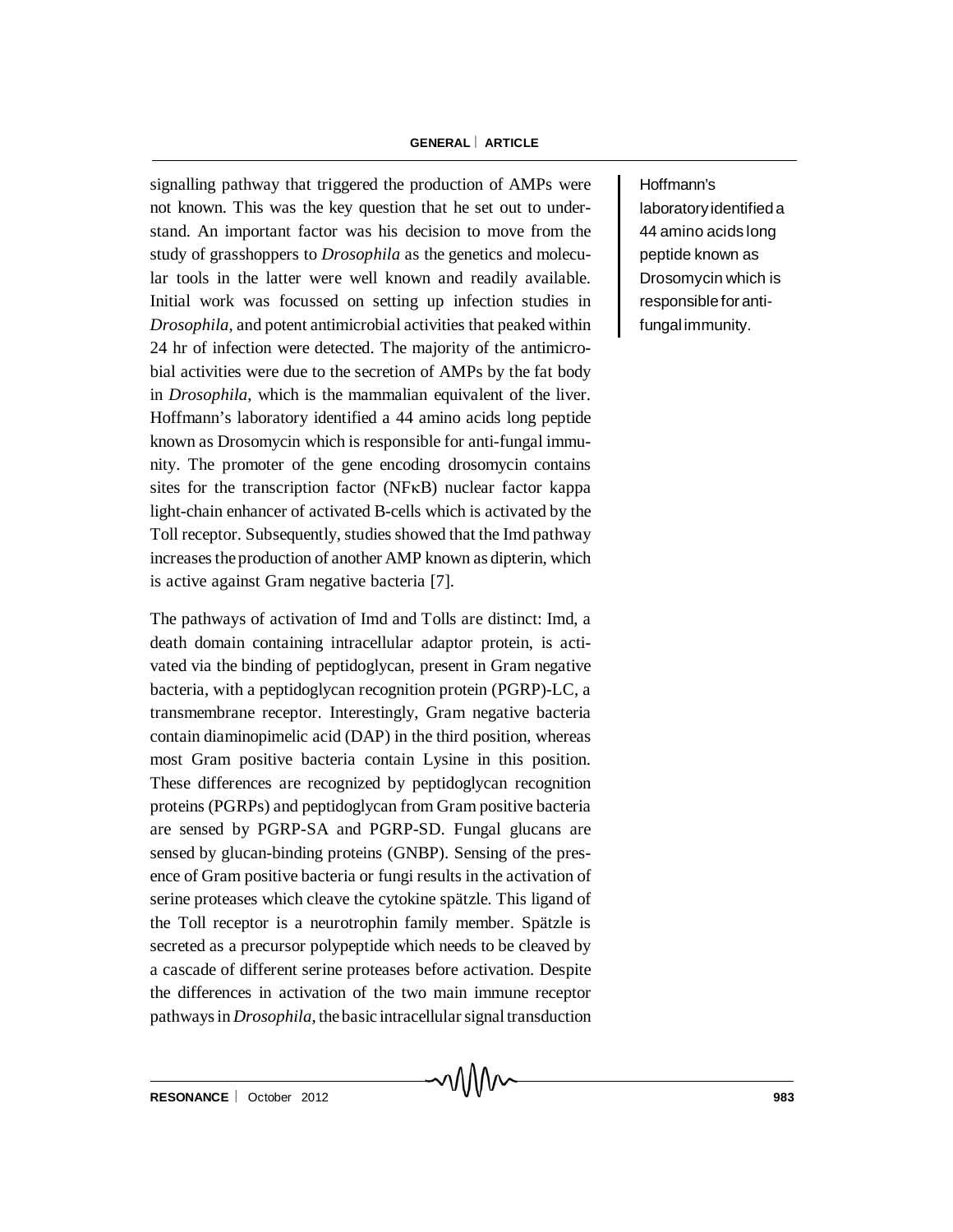signalling pathway that triggered the production of AMPs were not known. This was the key question that he set out to understand. An important factor was his decision to move from the study of grasshoppers to *Drosophila* as the genetics and molecular tools in the latter were well known and readily available. Initial work was focussed on setting up infection studies in *Drosophila*, and potent antimicrobial activities that peaked within 24 hr of infection were detected. The majority of the antimicrobial activities were due to the secretion of AMPs by the fat body in *Drosophila*, which is the mammalian equivalent of the liver. Hoffmann's laboratory identified a 44 amino acids long peptide known as Drosomycin which is responsible for anti-fungal immunity. The promoter of the gene encoding drosomycin contains sites for the transcription factor (NFκB) nuclear factor kappa light-chain enhancer of activated B-cells which is activated by the Toll receptor. Subsequently, studies showed that the Imd pathway increases the production of another AMP known as dipterin, which is active against Gram negative bacteria [7].

Hoffmann's laboratory identified a 44 amino acids long peptide known as Drosomycin which is responsible for anti-fungal immunity.

The pathways of activation of Imd and Tolls are distinct: Imd, a death domain containing intracellular adaptor protein, is activated via the binding of peptidoglycan, present in Gram negative bacteria, with a peptidoglycan recognition protein (PGRP)-LC, a transmembrane receptor. Interestingly, Gram negative bacteria contain diaminopimelic acid (DAP) in the third position, whereas most Gram positive bacteria contain Lysine in this position. These differences are recognized by peptidoglycan recognition proteins (PGRPs) and peptidoglycan from Gram positive bacteria are sensed by PGRP-SA and PGRP-SD. Fungal glucans are sensed by glucan-binding proteins (GNBP). Sensing of the presence of Gram positive bacteria or fungi results in the activation of serine proteases which cleave the cytokine spätzle. This ligand of the Toll receptor is a neurotrophin family member. Spätzle is secreted as a precursor polypeptide which needs to be cleaved by a cascade of different serine proteases before activation. Despite the differences in activation of the two main immune receptor pathways in *Drosophila*, the basic intracellular signal transduction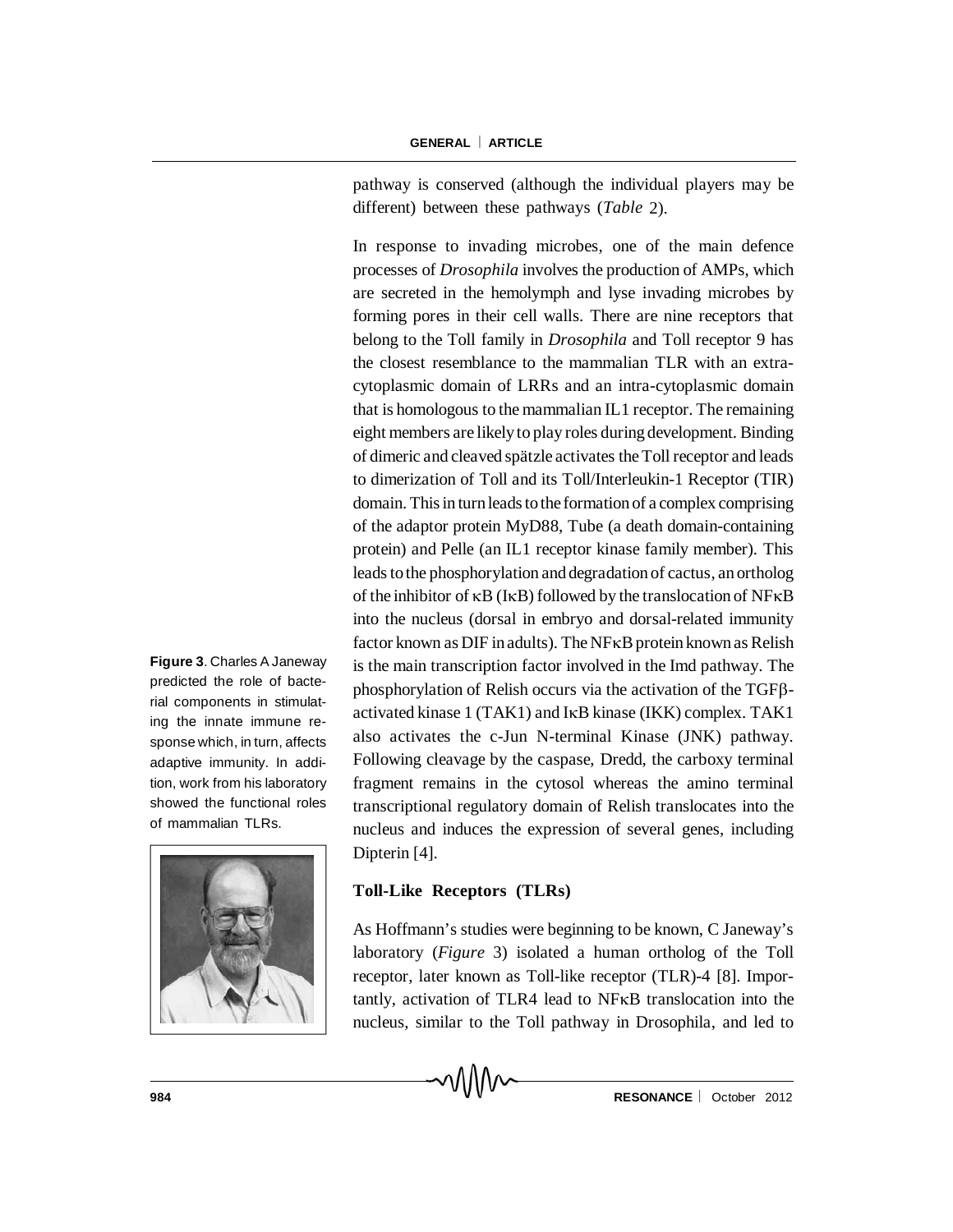pathway is conserved (although the individual players may be different) between these pathways (*Table* 2).

In response to invading microbes, one of the main defence processes of *Drosophila* involves the production of AMPs, which are secreted in the hemolymph and lyse invading microbes by forming pores in their cell walls. There are nine receptors that belong to the Toll family in *Drosophila* and Toll receptor 9 has the closest resemblance to the mammalian TLR with an extra-cytoplasmic domain of LRRs and an intra-cytoplasmic domain that is homologous to the mammalian IL1 receptor. The remaining eight members are likely to play roles during development. Binding of dimeric and cleaved spätzle activates the Toll receptor and leads to dimerization of Toll and its Toll/Interleukin-1 Receptor (TIR) domain. This in turn leads to the formation of a complex comprising of the adaptor protein MyD88, Tube (a death domain-containing protein) and Pelle (an IL1 receptor kinase family member). This leads to the phosphorylation and degradation of cactus, an ortholog of the inhibitor of κB (IκB) followed by the translocation of NFκB into the nucleus (dorsal in embryo and dorsal-related immunity factor known as DIF in adults). The NFκB protein known as Relish is the main transcription factor involved in the Imd pathway. The phosphorylation of Relish occurs via the activation of the TGFβ-activated kinase 1 (TAK1) and IκB kinase (IKK) complex. TAK1 also activates the c-Jun N-terminal Kinase (JNK) pathway. Following cleavage by the caspase, Dredd, the carboxy terminal fragment remains in the cytosol whereas the amino terminal transcriptional regulatory domain of Relish translocates into the nucleus and induces the expression of several genes, including Dipterin [4].

**Figure 3**. Charles A Janeway predicted the role of bacterial components in stimulating the innate immune response which, in turn, affects adaptive immunity. In addition, work from his laboratory showed the functional roles of mammalian TLRs.

### Toll-Like Receptors (TLRs)

As Hoffmann's studies were beginning to be known, C Janeway's laboratory (*Figure* 3) isolated a human ortholog of the Toll receptor, later known as Toll-like receptor (TLR)-4 [8]. Importantly, activation of TLR4 lead to NFκB translocation into the nucleus, similar to the Toll pathway in Drosophila, and led to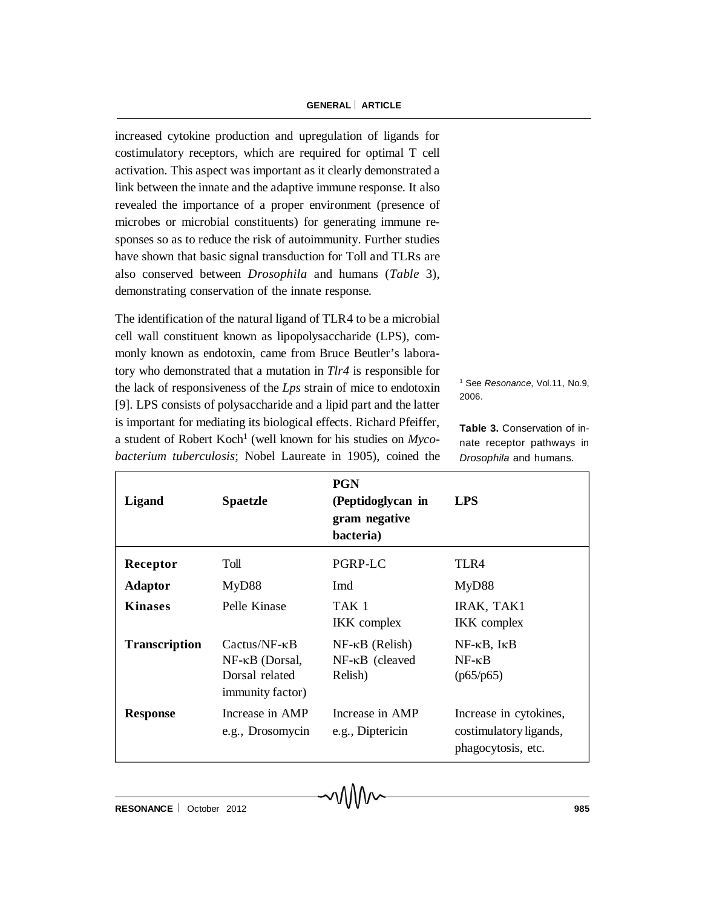increased cytokine production and upregulation of ligands for costimulatory receptors, which are required for optimal T cell activation. This aspect was important as it clearly demonstrated a link between the innate and the adaptive immune response. It also revealed the importance of a proper environment (presence of microbes or microbial constituents) for generating immune responses so as to reduce the risk of autoimmunity. Further studies have shown that basic signal transduction for Toll and TLRs are also conserved between *Drosophila* and humans (*Table* 3), demonstrating conservation of the innate response.

The identification of the natural ligand of TLR4 to be a microbial cell wall constituent known as lipopolysaccharide (LPS), commonly known as endotoxin, came from Bruce Beutler's laboratory who demonstrated that a mutation in *Tlr4* is responsible for the lack of responsiveness of the *Lps* strain of mice to endotoxin [9]. LPS consists of polysaccharide and a lipid part and the latter is important for mediating its biological effects. Richard Pfeiffer, a student of Robert Koch[1] (well known for his studies on *Mycobacterium tuberculosis*; Nobel Laureate in 1905), coined the

[1] See *Resonance*, Vol.11, No.9, 2006.

**Table 3.** Conservation of innate receptor pathways in *Drosophila* and humans.

| **Ligand** | **Spaetzle** | **PGN (Peptidoglycan in gram negative bacteria)** | **LPS** |
|---|---|---|---|
| **Receptor** | Toll | PGRP-LC | TLR4 |
| **Adaptor** | MyD88 | Imd | MyD88 |
| **Kinases** | Pelle Kinase | TAK 1 IKK complex | IRAK, TAK1 IKK complex |
| **Transcription** | Cactus/NF-κB NF-κB (Dorsal, Dorsal related immunity factor) | NF-κB (Relish) NF-κB (cleaved Relish) | NF-κB, IκB NF-κB (p65/p65) |
| **Response** | Increase in AMP e.g., Drosomycin | Increase in AMP e.g., Diptericin | Increase in cytokines, costimulatory ligands, phagocytosis, etc. |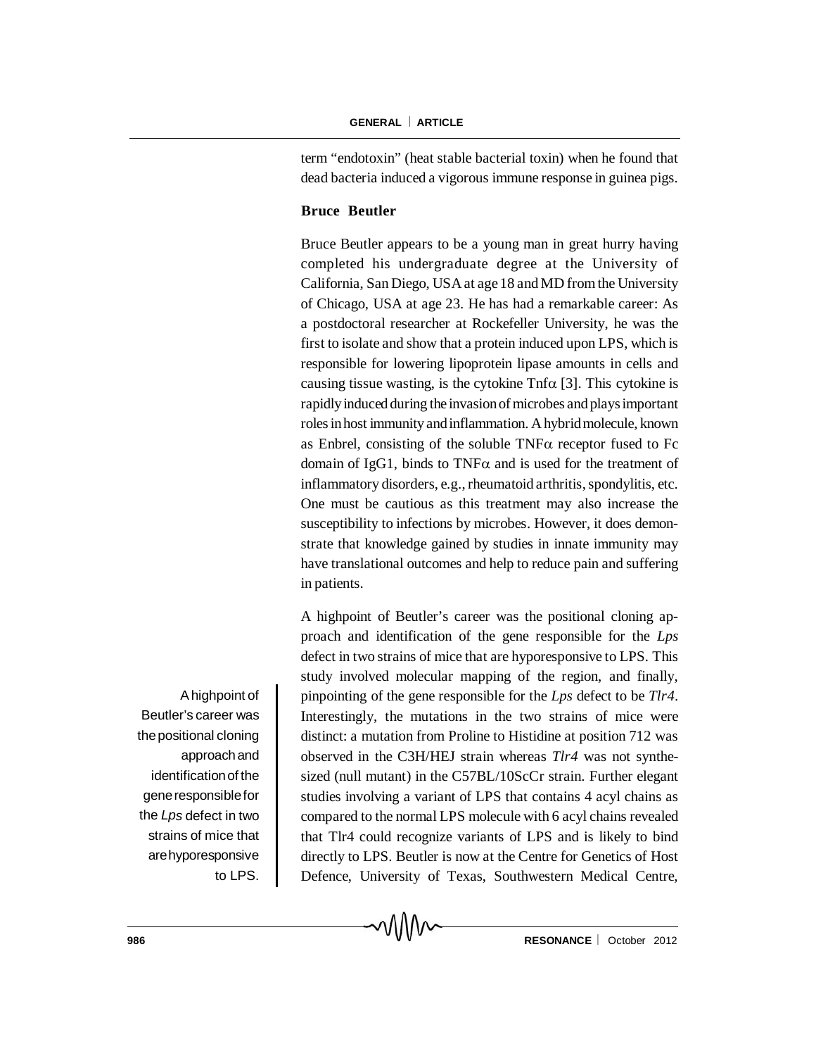term "endotoxin" (heat stable bacterial toxin) when he found that dead bacteria induced a vigorous immune response in guinea pigs.

### Bruce Beutler

Bruce Beutler appears to be a young man in great hurry having completed his undergraduate degree at the University of California, San Diego, USA at age 18 and MD from the University of Chicago, USA at age 23. He has had a remarkable career: As a postdoctoral researcher at Rockefeller University, he was the first to isolate and show that a protein induced upon LPS, which is responsible for lowering lipoprotein lipase amounts in cells and causing tissue wasting, is the cytokine Tnf$\alpha$ [3]. This cytokine is rapidly induced during the invasion of microbes and plays important roles in host immunity and inflammation. A hybrid molecule, known as Enbrel, consisting of the soluble TNF$\alpha$ receptor fused to Fc domain of IgG1, binds to TNF$\alpha$ and is used for the treatment of inflammatory disorders, e.g., rheumatoid arthritis, spondylitis, etc. One must be cautious as this treatment may also increase the susceptibility to infections by microbes. However, it does demonstrate that knowledge gained by studies in innate immunity may have translational outcomes and help to reduce pain and suffering in patients.

A highpoint of Beutler's career was the positional cloning approach and identification of the gene responsible for the *Lps* defect in two strains of mice that are hyporesponsive to LPS. This study involved molecular mapping of the region, and finally, pinpointing of the gene responsible for the *Lps* defect to be *Tlr4*. Interestingly, the mutations in the two strains of mice were distinct: a mutation from Proline to Histidine at position 712 was observed in the C3H/HEJ strain whereas *Tlr4* was not synthesized (null mutant) in the C57BL/10ScCr strain. Further elegant studies involving a variant of LPS that contains 4 acyl chains as compared to the normal LPS molecule with 6 acyl chains revealed that Tlr4 could recognize variants of LPS and is likely to bind directly to LPS. Beutler is now at the Centre for Genetics of Host Defence, University of Texas, Southwestern Medical Centre,

A highpoint of Beutler's career was the positional cloning approach and identification of the gene responsible for the *Lps* defect in two strains of mice that are hyporesponsive to LPS.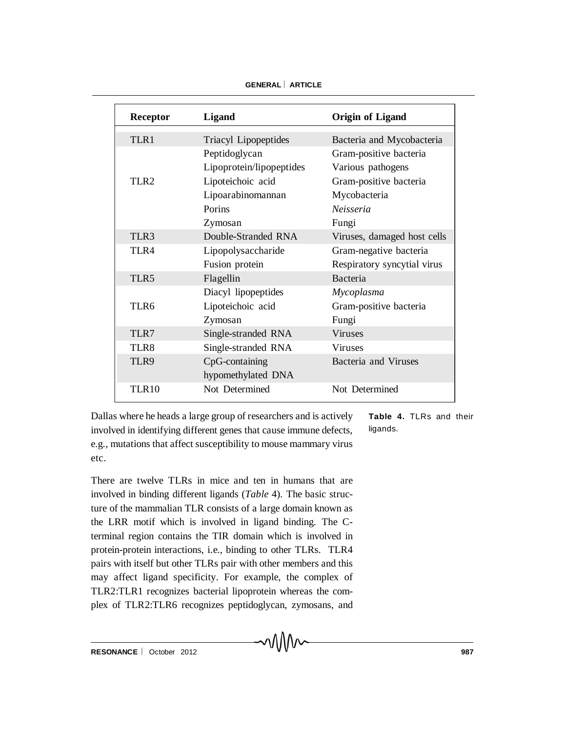| Receptor | Ligand | Origin of Ligand |
|---|---|---|
| TLR1 | Triacyl Lipopeptides | Bacteria and Mycobacteria |
| TLR2 | Peptidoglycan | Gram-positive bacteria |
| | Lipoprotein/lipopeptides | Various pathogens |
| | Lipoteichoic acid | Gram-positive bacteria |
| | Lipoarabinomannan | Mycobacteria |
| | Porins | *Neisseria* |
| | Zymosan | Fungi |
| TLR3 | Double-Stranded RNA | Viruses, damaged host cells |
| TLR4 | Lipopolysaccharide | Gram-negative bacteria |
| | Fusion protein | Respiratory syncytial virus |
| TLR5 | Flagellin | Bacteria |
| TLR6 | Diacyl lipopeptides | *Mycoplasma* |
| | Lipoteichoic acid | Gram-positive bacteria |
| | Zymosan | Fungi |
| TLR7 | Single-stranded RNA | Viruses |
| TLR8 | Single-stranded RNA | Viruses |
| TLR9 | CpG-containing hypomethylated DNA | Bacteria and Viruses |
| TLR10 | Not Determined | Not Determined |

**Table 4.** TLRs and their ligands.

Dallas where he heads a large group of researchers and is actively involved in identifying different genes that cause immune defects, e.g., mutations that affect susceptibility to mouse mammary virus etc.

There are twelve TLRs in mice and ten in humans that are involved in binding different ligands (*Table* 4). The basic structure of the mammalian TLR consists of a large domain known as the LRR motif which is involved in ligand binding. The C-terminal region contains the TIR domain which is involved in protein-protein interactions, i.e., binding to other TLRs. TLR4 pairs with itself but other TLRs pair with other members and this may affect ligand specificity. For example, the complex of TLR2:TLR1 recognizes bacterial lipoprotein whereas the complex of TLR2:TLR6 recognizes peptidoglycan, zymosans, and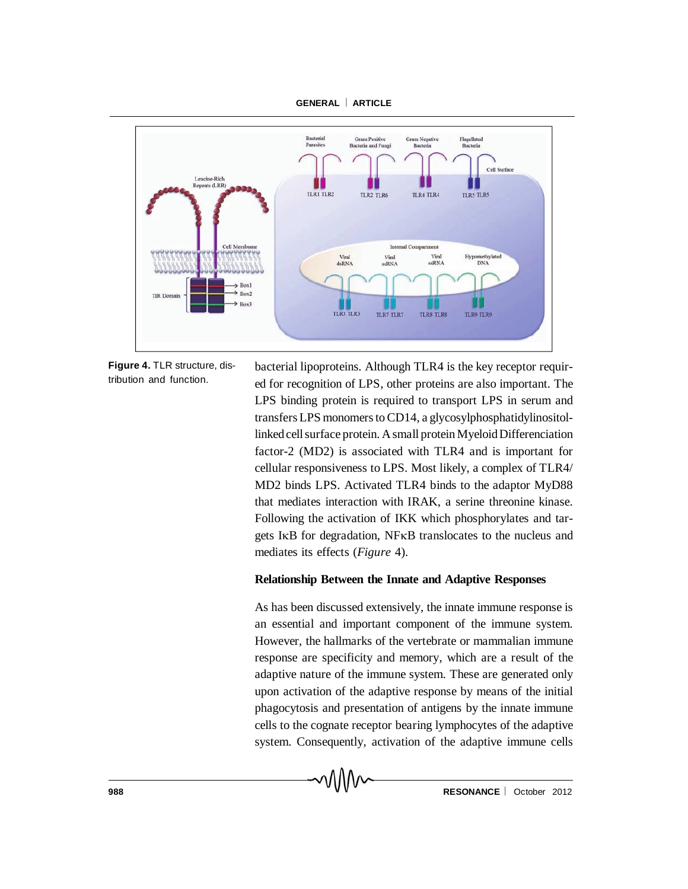**Figure 4.** TLR structure, distribution and function.

bacterial lipoproteins. Although TLR4 is the key receptor required for recognition of LPS, other proteins are also important. The LPS binding protein is required to transport LPS in serum and transfers LPS monomers to CD14, a glycosylphosphatidylinositol-linked cell surface protein. A small protein Myeloid Differenciation factor-2 (MD2) is associated with TLR4 and is important for cellular responsiveness to LPS. Most likely, a complex of TLR4/MD2 binds LPS. Activated TLR4 binds to the adaptor MyD88 that mediates interaction with IRAK, a serine threonine kinase. Following the activation of IKK which phosphorylates and targets IκB for degradation, NFκB translocates to the nucleus and mediates its effects (*Figure* 4).

### Relationship Between the Innate and Adaptive Responses

As has been discussed extensively, the innate immune response is an essential and important component of the immune system. However, the hallmarks of the vertebrate or mammalian immune response are specificity and memory, which are a result of the adaptive nature of the immune system. These are generated only upon activation of the adaptive response by means of the initial phagocytosis and presentation of antigens by the innate immune cells to the cognate receptor bearing lymphocytes of the adaptive system. Consequently, activation of the adaptive immune cells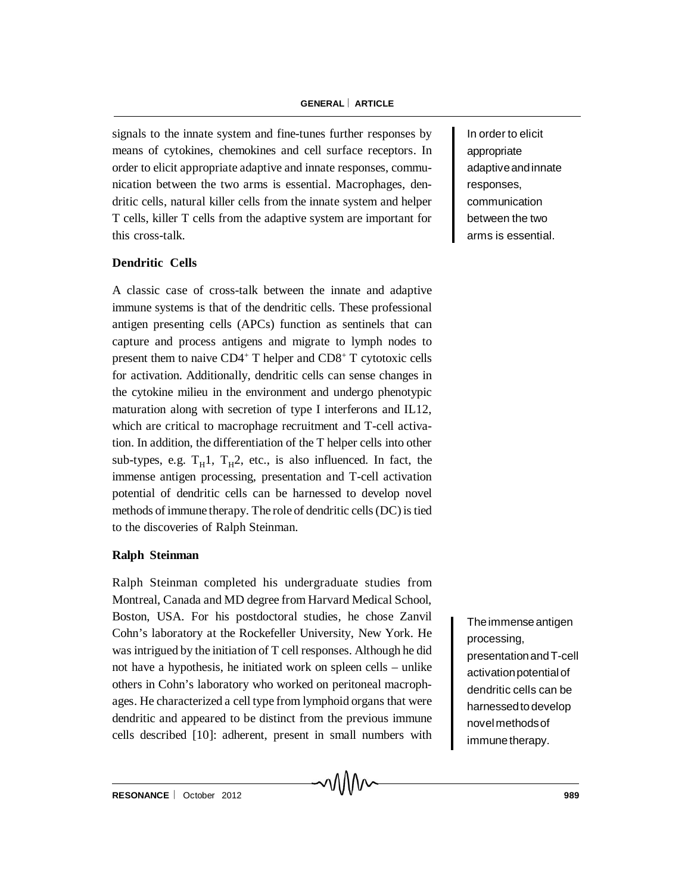signals to the innate system and fine-tunes further responses by means of cytokines, chemokines and cell surface receptors. In order to elicit appropriate adaptive and innate responses, communication between the two arms is essential. Macrophages, dendritic cells, natural killer cells from the innate system and helper T cells, killer T cells from the adaptive system are important for this cross-talk.

In order to elicit appropriate adaptive and innate responses, communication between the two arms is essential.

## Dendritic Cells

A classic case of cross-talk between the innate and adaptive immune systems is that of the dendritic cells. These professional antigen presenting cells (APCs) function as sentinels that can capture and process antigens and migrate to lymph nodes to present them to naive $CD4^+$ T helper and $CD8^+$ T cytotoxic cells for activation. Additionally, dendritic cells can sense changes in the cytokine milieu in the environment and undergo phenotypic maturation along with secretion of type I interferons and IL12, which are critical to macrophage recruitment and T-cell activation. In addition, the differentiation of the T helper cells into other sub-types, e.g. $T_H1$, $T_H2$, etc., is also influenced. In fact, the immense antigen processing, presentation and T-cell activation potential of dendritic cells can be harnessed to develop novel methods of immune therapy. The role of dendritic cells (DC) is tied to the discoveries of Ralph Steinman.

## Ralph Steinman

Ralph Steinman completed his undergraduate studies from Montreal, Canada and MD degree from Harvard Medical School, Boston, USA. For his postdoctoral studies, he chose Zanvil Cohn's laboratory at the Rockefeller University, New York. He was intrigued by the initiation of T cell responses. Although he did not have a hypothesis, he initiated work on spleen cells – unlike others in Cohn's laboratory who worked on peritoneal macrophages. He characterized a cell type from lymphoid organs that were dendritic and appeared to be distinct from the previous immune cells described [10]: adherent, present in small numbers with

The immense antigen processing, presentation and T-cell activation potential of dendritic cells can be harnessed to develop novel methods of immune therapy.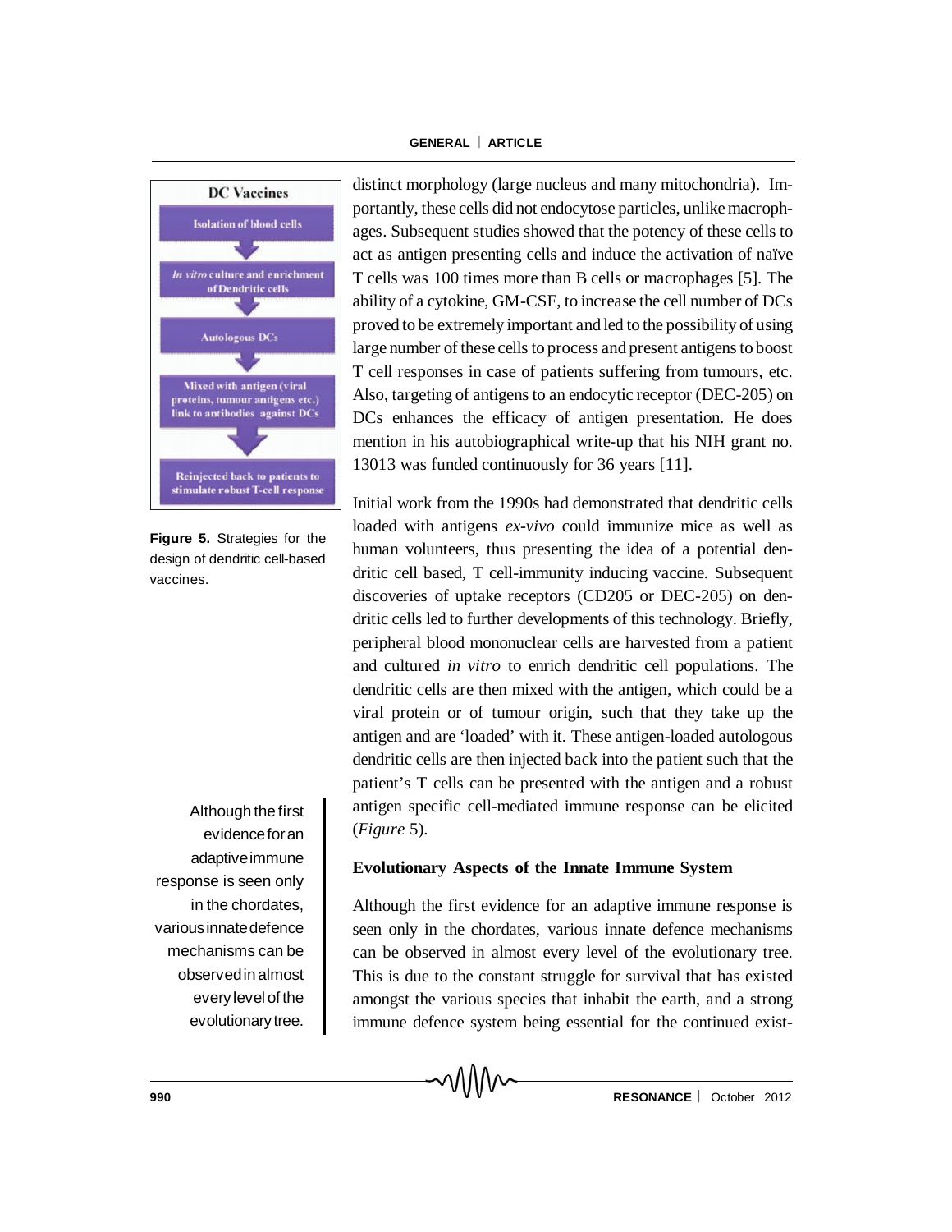distinct morphology (large nucleus and many mitochondria). Importantly, these cells did not endocytose particles, unlike macrophages. Subsequent studies showed that the potency of these cells to act as antigen presenting cells and induce the activation of naïve T cells was 100 times more than B cells or macrophages [5]. The ability of a cytokine, GM-CSF, to increase the cell number of DCs proved to be extremely important and led to the possibility of using large number of these cells to process and present antigens to boost T cell responses in case of patients suffering from tumours, etc. Also, targeting of antigens to an endocytic receptor (DEC-205) on DCs enhances the efficacy of antigen presentation. He does mention in his autobiographical write-up that his NIH grant no. 13013 was funded continuously for 36 years [11].

**DC Vaccines**

Isolation of blood cells
↓
*In vitro* culture and enrichment of Dendritic cells
↓
Autologous DCs
↓
Mixed with antigen (viral proteins, tumour antigens etc.) link to antibodies against DCs
↓
Reinjected back to patients to stimulate robust T-cell response

**Figure 5.** Strategies for the design of dendritic cell-based vaccines.

Initial work from the 1990s had demonstrated that dendritic cells loaded with antigens *ex-vivo* could immunize mice as well as human volunteers, thus presenting the idea of a potential dendritic cell based, T cell-immunity inducing vaccine. Subsequent discoveries of uptake receptors (CD205 or DEC-205) on dendritic cells led to further developments of this technology. Briefly, peripheral blood mononuclear cells are harvested from a patient and cultured *in vitro* to enrich dendritic cell populations. The dendritic cells are then mixed with the antigen, which could be a viral protein or of tumour origin, such that they take up the antigen and are 'loaded' with it. These antigen-loaded autologous dendritic cells are then injected back into the patient such that the patient's T cells can be presented with the antigen and a robust antigen specific cell-mediated immune response can be elicited (*Figure* 5).

Although the first evidence for an adaptive immune response is seen only in the chordates, various innate defence mechanisms can be observed in almost every level of the evolutionary tree.

## Evolutionary Aspects of the Innate Immune System

Although the first evidence for an adaptive immune response is seen only in the chordates, various innate defence mechanisms can be observed in almost every level of the evolutionary tree. This is due to the constant struggle for survival that has existed amongst the various species that inhabit the earth, and a strong immune defence system being essential for the continued exist-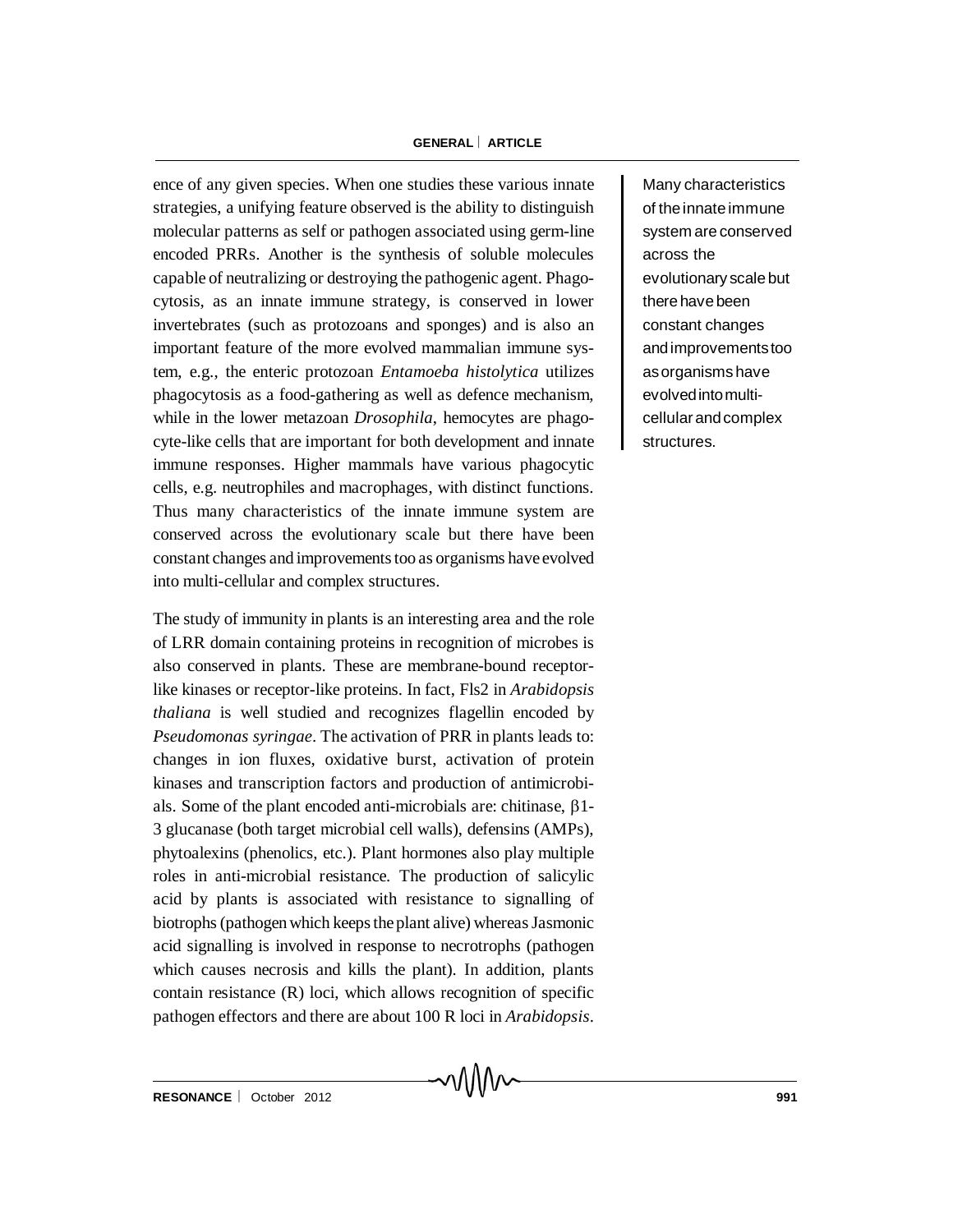ence of any given species. When one studies these various innate strategies, a unifying feature observed is the ability to distinguish molecular patterns as self or pathogen associated using germ-line encoded PRRs. Another is the synthesis of soluble molecules capable of neutralizing or destroying the pathogenic agent. Phagocytosis, as an innate immune strategy, is conserved in lower invertebrates (such as protozoans and sponges) and is also an important feature of the more evolved mammalian immune system, e.g., the enteric protozoan *Entamoeba histolytica* utilizes phagocytosis as a food-gathering as well as defence mechanism, while in the lower metazoan *Drosophila*, hemocytes are phagocyte-like cells that are important for both development and innate immune responses. Higher mammals have various phagocytic cells, e.g. neutrophiles and macrophages, with distinct functions. Thus many characteristics of the innate immune system are conserved across the evolutionary scale but there have been constant changes and improvements too as organisms have evolved into multi-cellular and complex structures.

> Many characteristics of the innate immune system are conserved across the evolutionary scale but there have been constant changes and improvements too as organisms have evolved into multi-cellular and complex structures.

The study of immunity in plants is an interesting area and the role of LRR domain containing proteins in recognition of microbes is also conserved in plants. These are membrane-bound receptor-like kinases or receptor-like proteins. In fact, Fls2 in *Arabidopsis thaliana* is well studied and recognizes flagellin encoded by *Pseudomonas syringae*. The activation of PRR in plants leads to: changes in ion fluxes, oxidative burst, activation of protein kinases and transcription factors and production of antimicrobials. Some of the plant encoded anti-microbials are: chitinase, β1-3 glucanase (both target microbial cell walls), defensins (AMPs), phytoalexins (phenolics, etc.). Plant hormones also play multiple roles in anti-microbial resistance. The production of salicylic acid by plants is associated with resistance to signalling of biotrophs (pathogen which keeps the plant alive) whereas Jasmonic acid signalling is involved in response to necrotrophs (pathogen which causes necrosis and kills the plant). In addition, plants contain resistance (R) loci, which allows recognition of specific pathogen effectors and there are about 100 R loci in *Arabidopsis*.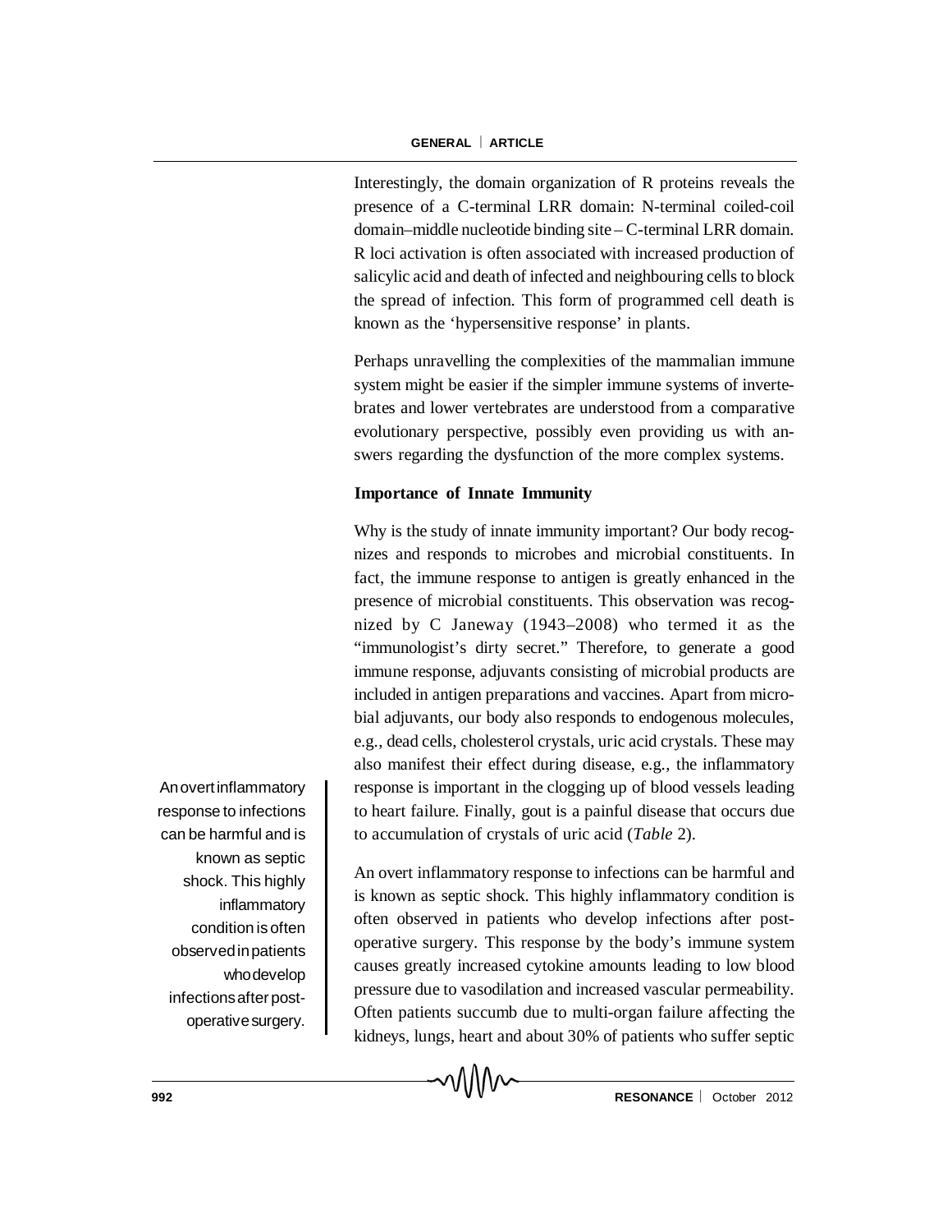Interestingly, the domain organization of R proteins reveals the presence of a C-terminal LRR domain: N-terminal coiled-coil domain–middle nucleotide binding site – C-terminal LRR domain. R loci activation is often associated with increased production of salicylic acid and death of infected and neighbouring cells to block the spread of infection. This form of programmed cell death is known as the 'hypersensitive response' in plants.

Perhaps unravelling the complexities of the mammalian immune system might be easier if the simpler immune systems of invertebrates and lower vertebrates are understood from a comparative evolutionary perspective, possibly even providing us with answers regarding the dysfunction of the more complex systems.

### Importance of Innate Immunity

Why is the study of innate immunity important? Our body recognizes and responds to microbes and microbial constituents. In fact, the immune response to antigen is greatly enhanced in the presence of microbial constituents. This observation was recognized by C Janeway (1943–2008) who termed it as the "immunologist's dirty secret." Therefore, to generate a good immune response, adjuvants consisting of microbial products are included in antigen preparations and vaccines. Apart from microbial adjuvants, our body also responds to endogenous molecules, e.g., dead cells, cholesterol crystals, uric acid crystals. These may also manifest their effect during disease, e.g., the inflammatory response is important in the clogging up of blood vessels leading to heart failure. Finally, gout is a painful disease that occurs due to accumulation of crystals of uric acid (*Table* 2).

> An overt inflammatory response to infections can be harmful and is known as septic shock. This highly inflammatory condition is often observed in patients who develop infections after post-operative surgery.

An overt inflammatory response to infections can be harmful and is known as septic shock. This highly inflammatory condition is often observed in patients who develop infections after post-operative surgery. This response by the body's immune system causes greatly increased cytokine amounts leading to low blood pressure due to vasodilation and increased vascular permeability. Often patients succumb due to multi-organ failure affecting the kidneys, lungs, heart and about 30% of patients who suffer septic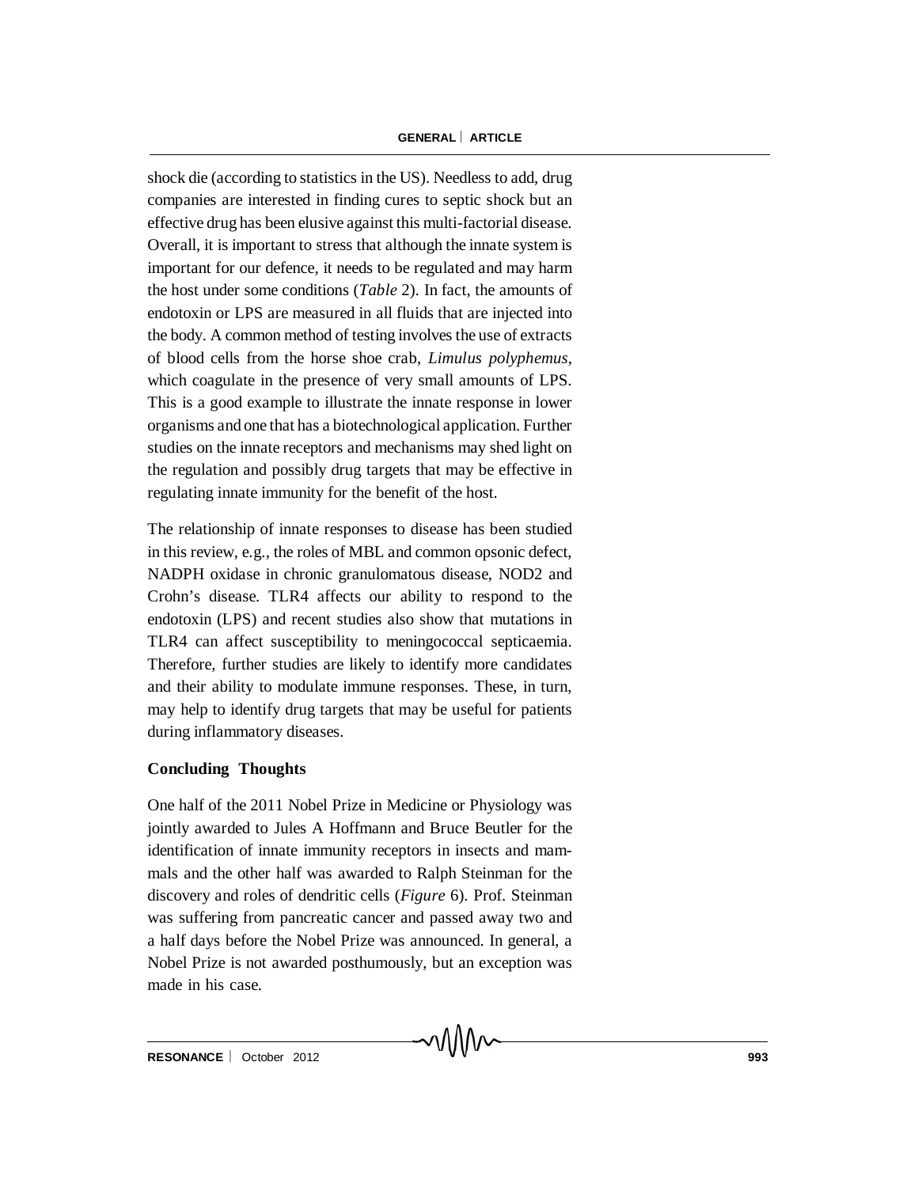shock die (according to statistics in the US). Needless to add, drug companies are interested in finding cures to septic shock but an effective drug has been elusive against this multi-factorial disease. Overall, it is important to stress that although the innate system is important for our defence, it needs to be regulated and may harm the host under some conditions (*Table* 2). In fact, the amounts of endotoxin or LPS are measured in all fluids that are injected into the body. A common method of testing involves the use of extracts of blood cells from the horse shoe crab, *Limulus polyphemus*, which coagulate in the presence of very small amounts of LPS. This is a good example to illustrate the innate response in lower organisms and one that has a biotechnological application. Further studies on the innate receptors and mechanisms may shed light on the regulation and possibly drug targets that may be effective in regulating innate immunity for the benefit of the host.

The relationship of innate responses to disease has been studied in this review, e.g., the roles of MBL and common opsonic defect, NADPH oxidase in chronic granulomatous disease, NOD2 and Crohn's disease. TLR4 affects our ability to respond to the endotoxin (LPS) and recent studies also show that mutations in TLR4 can affect susceptibility to meningococcal septicaemia. Therefore, further studies are likely to identify more candidates and their ability to modulate immune responses. These, in turn, may help to identify drug targets that may be useful for patients during inflammatory diseases.

## Concluding Thoughts

One half of the 2011 Nobel Prize in Medicine or Physiology was jointly awarded to Jules A Hoffmann and Bruce Beutler for the identification of innate immunity receptors in insects and mammals and the other half was awarded to Ralph Steinman for the discovery and roles of dendritic cells (*Figure* 6). Prof. Steinman was suffering from pancreatic cancer and passed away two and a half days before the Nobel Prize was announced. In general, a Nobel Prize is not awarded posthumously, but an exception was made in his case.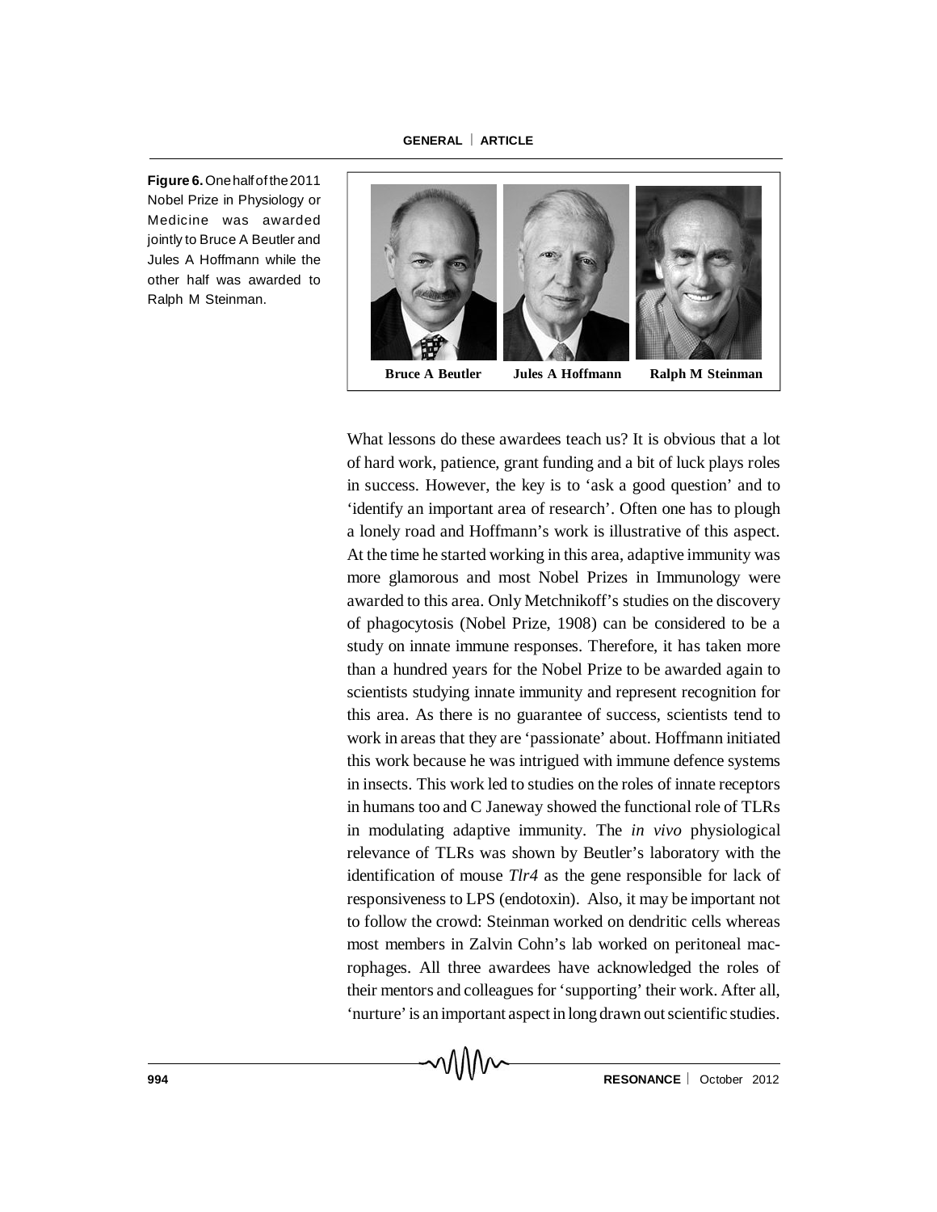**Figure 6.** One half of the 2011 Nobel Prize in Physiology or Medicine was awarded jointly to Bruce A Beutler and Jules A Hoffmann while the other half was awarded to Ralph M Steinman.

Bruce A Beutler    Jules A Hoffmann    Ralph M Steinman

What lessons do these awardees teach us? It is obvious that a lot of hard work, patience, grant funding and a bit of luck plays roles in success. However, the key is to 'ask a good question' and to 'identify an important area of research'. Often one has to plough a lonely road and Hoffmann's work is illustrative of this aspect. At the time he started working in this area, adaptive immunity was more glamorous and most Nobel Prizes in Immunology were awarded to this area. Only Metchnikoff's studies on the discovery of phagocytosis (Nobel Prize, 1908) can be considered to be a study on innate immune responses. Therefore, it has taken more than a hundred years for the Nobel Prize to be awarded again to scientists studying innate immunity and represent recognition for this area. As there is no guarantee of success, scientists tend to work in areas that they are 'passionate' about. Hoffmann initiated this work because he was intrigued with immune defence systems in insects. This work led to studies on the roles of innate receptors in humans too and C Janeway showed the functional role of TLRs in modulating adaptive immunity. The *in vivo* physiological relevance of TLRs was shown by Beutler's laboratory with the identification of mouse *Tlr4* as the gene responsible for lack of responsiveness to LPS (endotoxin). Also, it may be important not to follow the crowd: Steinman worked on dendritic cells whereas most members in Zalvin Cohn's lab worked on peritoneal macrophages. All three awardees have acknowledged the roles of their mentors and colleagues for 'supporting' their work. After all, 'nurture' is an important aspect in long drawn out scientific studies.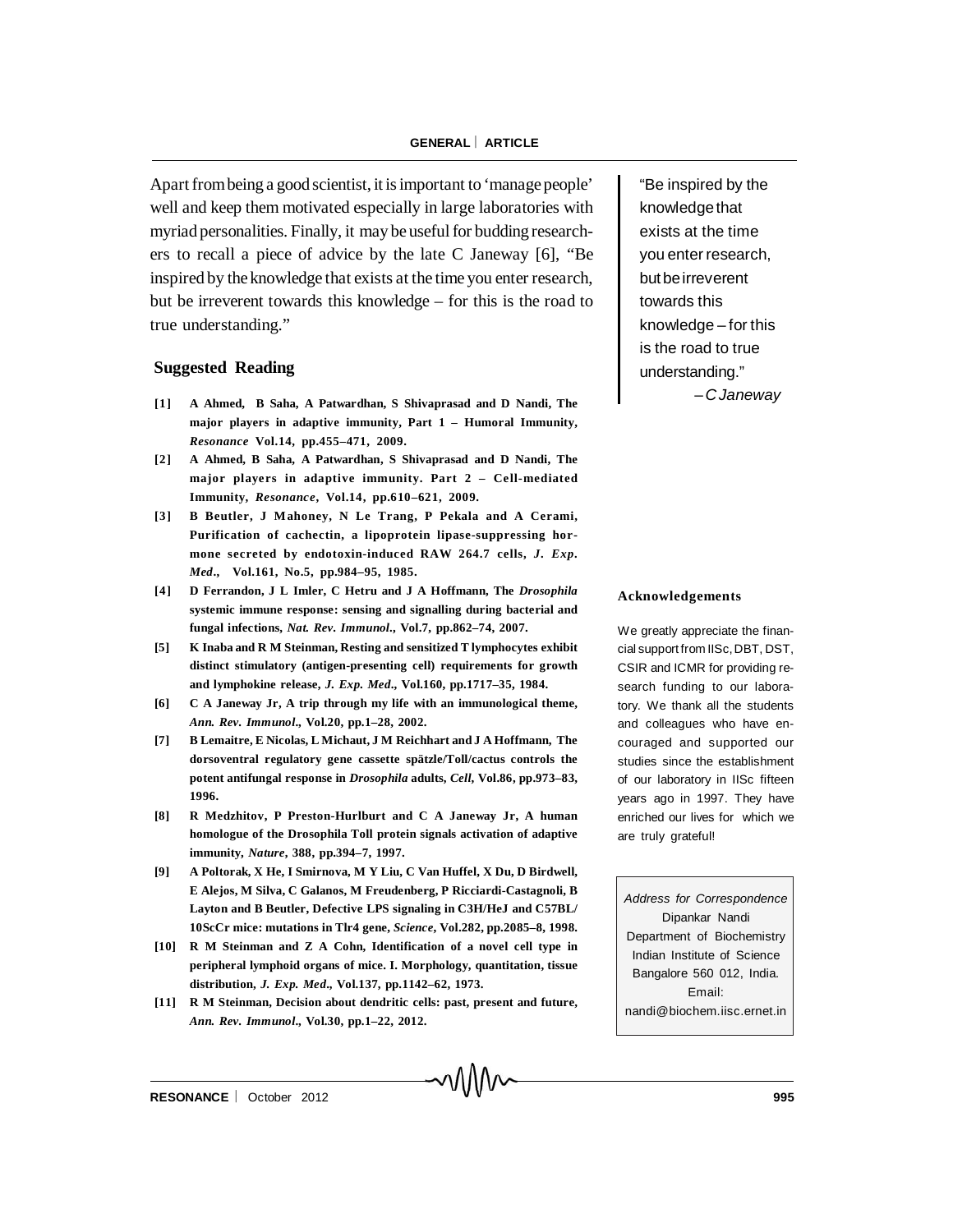Apart from being a good scientist, it is important to 'manage people' well and keep them motivated especially in large laboratories with myriad personalities. Finally, it may be useful for budding researchers to recall a piece of advice by the late C Janeway [6], "Be inspired by the knowledge that exists at the time you enter research, but be irreverent towards this knowledge – for this is the road to true understanding."

"Be inspired by the knowledge that exists at the time you enter research, but be irreverent towards this knowledge – for this is the road to true understanding."
– *C Janeway*

## Suggested Reading

**[1]** **A Ahmed, B Saha, A Patwardhan, S Shivaprasad and D Nandi, The major players in adaptive immunity, Part 1 – Humoral Immunity, *Resonance* Vol.14, pp.455–471, 2009.**

**[2]** **A Ahmed, B Saha, A Patwardhan, S Shivaprasad and D Nandi, The major players in adaptive immunity. Part 2 – Cell-mediated Immunity, *Resonance*, Vol.14, pp.610–621, 2009.**

**[3]** **B Beutler, J Mahoney, N Le Trang, P Pekala and A Cerami, Purification of cachectin, a lipoprotein lipase-suppressing hormone secreted by endotoxin-induced RAW 264.7 cells, *J. Exp. Med*., Vol.161, No.5, pp.984–95, 1985.**

**[4]** **D Ferrandon, J L Imler, C Hetru and J A Hoffmann, The *Drosophila* systemic immune response: sensing and signalling during bacterial and fungal infections, *Nat. Rev. Immunol*., Vol.7, pp.862–74, 2007.**

**[5]** **K Inaba and R M Steinman, Resting and sensitized T lymphocytes exhibit distinct stimulatory (antigen-presenting cell) requirements for growth and lymphokine release, *J. Exp. Med*., Vol.160, pp.1717–35, 1984.**

**[6]** **C A Janeway Jr, A trip through my life with an immunological theme, *Ann. Rev. Immunol*., Vol.20, pp.1–28, 2002.**

**[7]** **B Lemaitre, E Nicolas, L Michaut, J M Reichhart and J A Hoffmann, The dorsoventral regulatory gene cassette spätzle/Toll/cactus controls the potent antifungal response in *Drosophila* adults, *Cell*, Vol.86, pp.973–83, 1996.**

**[8]** **R Medzhitov, P Preston-Hurlburt and C A Janeway Jr, A human homologue of the Drosophila Toll protein signals activation of adaptive immunity, *Nature*, 388, pp.394–7, 1997.**

**[9]** **A Poltorak, X He, I Smirnova, M Y Liu, C Van Huffel, X Du, D Birdwell, E Alejos, M Silva, C Galanos, M Freudenberg, P Ricciardi-Castagnoli, B Layton and B Beutler, Defective LPS signaling in C3H/HeJ and C57BL/10ScCr mice: mutations in Tlr4 gene, *Science*, Vol.282, pp.2085–8, 1998.**

**[10]** **R M Steinman and Z A Cohn, Identification of a novel cell type in peripheral lymphoid organs of mice. I. Morphology, quantitation, tissue distribution, *J. Exp. Med*., Vol.137, pp.1142–62, 1973.**

**[11]** **R M Steinman, Decision about dendritic cells: past, present and future, *Ann. Rev. Immunol*., Vol.30, pp.1–22, 2012.**

### Acknowledgements

We greatly appreciate the financial support from IISc, DBT, DST, CSIR and ICMR for providing research funding to our laboratory. We thank all the students and colleagues who have encouraged and supported our studies since the establishment of our laboratory in IISc fifteen years ago in 1997. They have enriched our lives for which we are truly grateful!

*Address for Correspondence*
Dipankar Nandi
Department of Biochemistry
Indian Institute of Science
Bangalore 560 012, India.
Email:
nandi@biochem.iisc.ernet.in